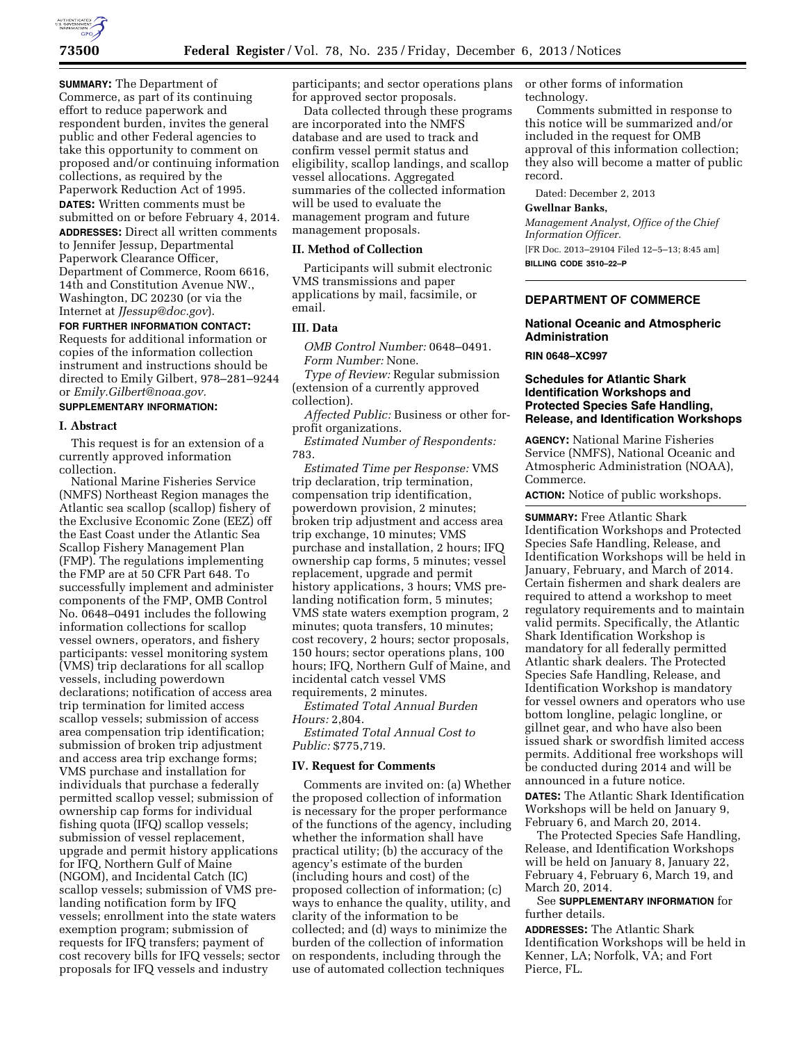**SUMMARY:** The Department of Commerce, as part of its continuing effort to reduce paperwork and respondent burden, invites the general public and other Federal agencies to take this opportunity to comment on proposed and/or continuing information collections, as required by the Paperwork Reduction Act of 1995.

**DATES:** Written comments must be submitted on or before February 4, 2014.

**ADDRESSES:** Direct all written comments to Jennifer Jessup, Departmental Paperwork Clearance Officer, Department of Commerce, Room 6616, 14th and Constitution Avenue NW., Washington, DC 20230 (or via the Internet at *JJessup@doc.gov*).

**FOR FURTHER INFORMATION CONTACT:** Requests for additional information or copies of the information collection instrument and instructions should be directed to Emily Gilbert, 978–281–9244 or *Emily.Gilbert@noaa.gov.*

**SUPPLEMENTARY INFORMATION:**

## I. Abstract

This request is for an extension of a currently approved information collection.

National Marine Fisheries Service (NMFS) Northeast Region manages the Atlantic sea scallop (scallop) fishery of the Exclusive Economic Zone (EEZ) off the East Coast under the Atlantic Sea Scallop Fishery Management Plan (FMP). The regulations implementing the FMP are at 50 CFR Part 648. To successfully implement and administer components of the FMP, OMB Control No. 0648–0491 includes the following information collections for scallop vessel owners, operators, and fishery participants: vessel monitoring system (VMS) trip declarations for all scallop vessels, including powerdown declarations; notification of access area trip termination for limited access scallop vessels; submission of access area compensation trip identification; submission of broken trip adjustment and access area trip exchange forms; VMS purchase and installation for individuals that purchase a federally permitted scallop vessel; submission of ownership cap forms for individual fishing quota (IFQ) scallop vessels; submission of vessel replacement, upgrade and permit history applications for IFQ, Northern Gulf of Maine (NGOM), and Incidental Catch (IC) scallop vessels; submission of VMS pre-landing notification form by IFQ vessels; enrollment into the state waters exemption program; submission of requests for IFQ transfers; payment of cost recovery bills for IFQ vessels; sector proposals for IFQ vessels and industry participants; and sector operations plans for approved sector proposals.

Data collected through these programs are incorporated into the NMFS database and are used to track and confirm vessel permit status and eligibility, scallop landings, and scallop vessel allocations. Aggregated summaries of the collected information will be used to evaluate the management program and future management proposals.

## II. Method of Collection

Participants will submit electronic VMS transmissions and paper applications by mail, facsimile, or email.

## III. Data

*OMB Control Number:* 0648–0491.

*Form Number:* None.

*Type of Review:* Regular submission (extension of a currently approved collection).

*Affected Public:* Business or other for-profit organizations.

*Estimated Number of Respondents:* 783.

*Estimated Time per Response:* VMS trip declaration, trip termination, compensation trip identification, powerdown provision, 2 minutes; broken trip adjustment and access area trip exchange, 10 minutes; VMS purchase and installation, 2 hours; IFQ ownership cap forms, 5 minutes; vessel replacement, upgrade and permit history applications, 3 hours; VMS pre-landing notification form, 5 minutes; VMS state waters exemption program, 2 minutes; quota transfers, 10 minutes; cost recovery, 2 hours; sector proposals, 150 hours; sector operations plans, 100 hours; IFQ, Northern Gulf of Maine, and incidental catch vessel VMS requirements, 2 minutes.

*Estimated Total Annual Burden Hours:* 2,804.

*Estimated Total Annual Cost to Public:* $775,719.

## IV. Request for Comments

Comments are invited on: (a) Whether the proposed collection of information is necessary for the proper performance of the functions of the agency, including whether the information shall have practical utility; (b) the accuracy of the agency's estimate of the burden (including hours and cost) of the proposed collection of information; (c) ways to enhance the quality, utility, and clarity of the information to be collected; and (d) ways to minimize the burden of the collection of information on respondents, including through the use of automated collection techniques or other forms of information technology.

Comments submitted in response to this notice will be summarized and/or included in the request for OMB approval of this information collection; they also will become a matter of public record.

Dated: December 2, 2013

**Gwellnar Banks,**

*Management Analyst, Office of the Chief Information Officer.*

[FR Doc. 2013–29104 Filed 12–5–13; 8:45 am]

**BILLING CODE 3510–22–P**

---

# DEPARTMENT OF COMMERCE

## National Oceanic and Atmospheric Administration

**RIN 0648–XC997**

## Schedules for Atlantic Shark Identification Workshops and Protected Species Safe Handling, Release, and Identification Workshops

**AGENCY:** National Marine Fisheries Service (NMFS), National Oceanic and Atmospheric Administration (NOAA), Commerce.

**ACTION:** Notice of public workshops.

**SUMMARY:** Free Atlantic Shark Identification Workshops and Protected Species Safe Handling, Release, and Identification Workshops will be held in January, February, and March of 2014. Certain fishermen and shark dealers are required to attend a workshop to meet regulatory requirements and to maintain valid permits. Specifically, the Atlantic Shark Identification Workshop is mandatory for all federally permitted Atlantic shark dealers. The Protected Species Safe Handling, Release, and Identification Workshop is mandatory for vessel owners and operators who use bottom longline, pelagic longline, or gillnet gear, and who have also been issued shark or swordfish limited access permits. Additional free workshops will be conducted during 2014 and will be announced in a future notice.

**DATES:** The Atlantic Shark Identification Workshops will be held on January 9, February 6, and March 20, 2014.

The Protected Species Safe Handling, Release, and Identification Workshops will be held on January 8, January 22, February 4, February 6, March 19, and March 20, 2014.

See **SUPPLEMENTARY INFORMATION** for further details.

**ADDRESSES:** The Atlantic Shark Identification Workshops will be held in Kenner, LA; Norfolk, VA; and Fort Pierce, FL.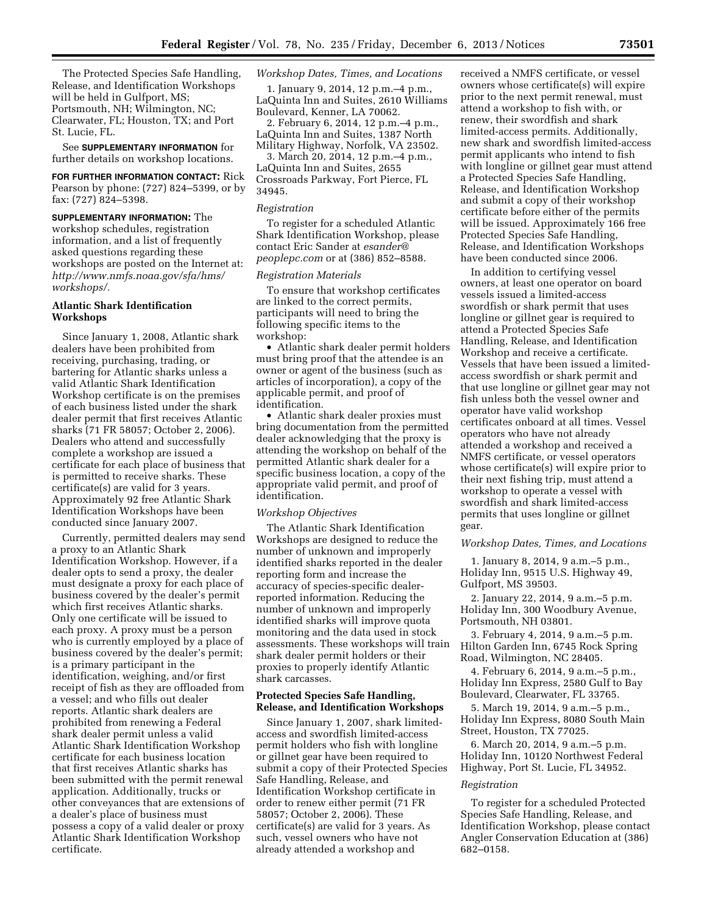The Protected Species Safe Handling, Release, and Identification Workshops will be held in Gulfport, MS; Portsmouth, NH; Wilmington, NC; Clearwater, FL; Houston, TX; and Port St. Lucie, FL.

See **SUPPLEMENTARY INFORMATION** for further details on workshop locations.

**FOR FURTHER INFORMATION CONTACT:** Rick Pearson by phone: (727) 824–5399, or by fax: (727) 824–5398.

**SUPPLEMENTARY INFORMATION:** The workshop schedules, registration information, and a list of frequently asked questions regarding these workshops are posted on the Internet at: *http://www.nmfs.noaa.gov/sfa/hms/workshops/.*

## Atlantic Shark Identification Workshops

Since January 1, 2008, Atlantic shark dealers have been prohibited from receiving, purchasing, trading, or bartering for Atlantic sharks unless a valid Atlantic Shark Identification Workshop certificate is on the premises of each business listed under the shark dealer permit that first receives Atlantic sharks (71 FR 58057; October 2, 2006). Dealers who attend and successfully complete a workshop are issued a certificate for each place of business that is permitted to receive sharks. These certificate(s) are valid for 3 years. Approximately 92 free Atlantic Shark Identification Workshops have been conducted since January 2007.

Currently, permitted dealers may send a proxy to an Atlantic Shark Identification Workshop. However, if a dealer opts to send a proxy, the dealer must designate a proxy for each place of business covered by the dealer's permit which first receives Atlantic sharks. Only one certificate will be issued to each proxy. A proxy must be a person who is currently employed by a place of business covered by the dealer's permit; is a primary participant in the identification, weighing, and/or first receipt of fish as they are offloaded from a vessel; and who fills out dealer reports. Atlantic shark dealers are prohibited from renewing a Federal shark dealer permit unless a valid Atlantic Shark Identification Workshop certificate for each business location that first receives Atlantic sharks has been submitted with the permit renewal application. Additionally, trucks or other conveyances that are extensions of a dealer's place of business must possess a copy of a valid dealer or proxy Atlantic Shark Identification Workshop certificate.

### *Workshop Dates, Times, and Locations*

1. January 9, 2014, 12 p.m.–4 p.m., LaQuinta Inn and Suites, 2610 Williams Boulevard, Kenner, LA 70062.
2. February 6, 2014, 12 p.m.–4 p.m., LaQuinta Inn and Suites, 1387 North Military Highway, Norfolk, VA 23502.
3. March 20, 2014, 12 p.m.–4 p.m., LaQuinta Inn and Suites, 2655 Crossroads Parkway, Fort Pierce, FL 34945.

### *Registration*

To register for a scheduled Atlantic Shark Identification Workshop, please contact Eric Sander at *esander@peoplepc.com* or at (386) 852–8588.

### *Registration Materials*

To ensure that workshop certificates are linked to the correct permits, participants will need to bring the following specific items to the workshop:

- Atlantic shark dealer permit holders must bring proof that the attendee is an owner or agent of the business (such as articles of incorporation), a copy of the applicable permit, and proof of identification.
- Atlantic shark dealer proxies must bring documentation from the permitted dealer acknowledging that the proxy is attending the workshop on behalf of the permitted Atlantic shark dealer for a specific business location, a copy of the appropriate valid permit, and proof of identification.

### *Workshop Objectives*

The Atlantic Shark Identification Workshops are designed to reduce the number of unknown and improperly identified sharks reported in the dealer reporting form and increase the accuracy of species-specific dealer-reported information. Reducing the number of unknown and improperly identified sharks will improve quota monitoring and the data used in stock assessments. These workshops will train shark dealer permit holders or their proxies to properly identify Atlantic shark carcasses.

## Protected Species Safe Handling, Release, and Identification Workshops

Since January 1, 2007, shark limited-access and swordfish limited-access permit holders who fish with longline or gillnet gear have been required to submit a copy of their Protected Species Safe Handling, Release, and Identification Workshop certificate in order to renew either permit (71 FR 58057; October 2, 2006). These certificate(s) are valid for 3 years. As such, vessel owners who have not already attended a workshop and received a NMFS certificate, or vessel owners whose certificate(s) will expire prior to the next permit renewal, must attend a workshop to fish with, or renew, their swordfish and shark limited-access permits. Additionally, new shark and swordfish limited-access permit applicants who intend to fish with longline or gillnet gear must attend a Protected Species Safe Handling, Release, and Identification Workshop and submit a copy of their workshop certificate before either of the permits will be issued. Approximately 166 free Protected Species Safe Handling, Release, and Identification Workshops have been conducted since 2006.

In addition to certifying vessel owners, at least one operator on board vessels issued a limited-access swordfish or shark permit that uses longline or gillnet gear is required to attend a Protected Species Safe Handling, Release, and Identification Workshop and receive a certificate. Vessels that have been issued a limited-access swordfish or shark permit and that use longline or gillnet gear may not fish unless both the vessel owner and operator have valid workshop certificates onboard at all times. Vessel operators who have not already attended a workshop and received a NMFS certificate, or vessel operators whose certificate(s) will expire prior to their next fishing trip, must attend a workshop to operate a vessel with swordfish and shark limited-access permits that uses longline or gillnet gear.

### *Workshop Dates, Times, and Locations*

1. January 8, 2014, 9 a.m.–5 p.m., Holiday Inn, 9515 U.S. Highway 49, Gulfport, MS 39503.
2. January 22, 2014, 9 a.m.–5 p.m. Holiday Inn, 300 Woodbury Avenue, Portsmouth, NH 03801.
3. February 4, 2014, 9 a.m.–5 p.m. Hilton Garden Inn, 6745 Rock Spring Road, Wilmington, NC 28405.
4. February 6, 2014, 9 a.m.–5 p.m., Holiday Inn Express, 2580 Gulf to Bay Boulevard, Clearwater, FL 33765.
5. March 19, 2014, 9 a.m.–5 p.m., Holiday Inn Express, 8080 South Main Street, Houston, TX 77025.
6. March 20, 2014, 9 a.m.–5 p.m. Holiday Inn, 10120 Northwest Federal Highway, Port St. Lucie, FL 34952.

### *Registration*

To register for a scheduled Protected Species Safe Handling, Release, and Identification Workshop, please contact Angler Conservation Education at (386) 682–0158.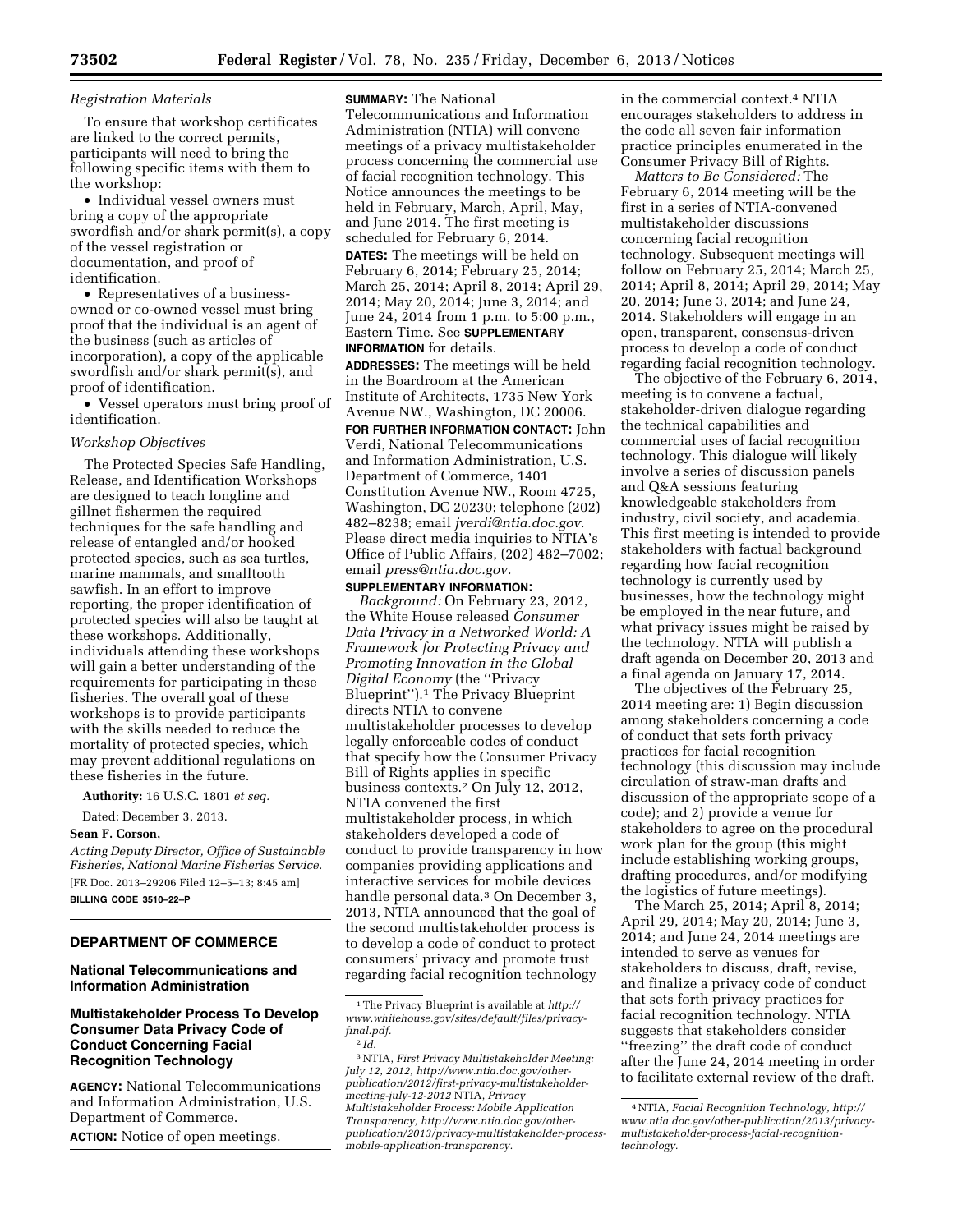### *Registration Materials*

To ensure that workshop certificates are linked to the correct permits, participants will need to bring the following specific items with them to the workshop:

- Individual vessel owners must bring a copy of the appropriate swordfish and/or shark permit(s), a copy of the vessel registration or documentation, and proof of identification.
- Representatives of a business-owned or co-owned vessel must bring proof that the individual is an agent of the business (such as articles of incorporation), a copy of the applicable swordfish and/or shark permit(s), and proof of identification.
- Vessel operators must bring proof of identification.

### *Workshop Objectives*

The Protected Species Safe Handling, Release, and Identification Workshops are designed to teach longline and gillnet fishermen the required techniques for the safe handling and release of entangled and/or hooked protected species, such as sea turtles, marine mammals, and smalltooth sawfish. In an effort to improve reporting, the proper identification of protected species will also be taught at these workshops. Additionally, individuals attending these workshops will gain a better understanding of the requirements for participating in these fisheries. The overall goal of these workshops is to provide participants with the skills needed to reduce the mortality of protected species, which may prevent additional regulations on these fisheries in the future.

**Authority:** 16 U.S.C. 1801 *et seq.*

Dated: December 3, 2013.

**Sean F. Corson,**

*Acting Deputy Director, Office of Sustainable Fisheries, National Marine Fisheries Service.*

[FR Doc. 2013–29206 Filed 12–5–13; 8:45 am]

**BILLING CODE 3510–22–P**

## DEPARTMENT OF COMMERCE

### National Telecommunications and Information Administration

### Multistakeholder Process To Develop Consumer Data Privacy Code of Conduct Concerning Facial Recognition Technology

**AGENCY:** National Telecommunications and Information Administration, U.S. Department of Commerce.

**ACTION:** Notice of open meetings.

**SUMMARY:** The National Telecommunications and Information Administration (NTIA) will convene meetings of a privacy multistakeholder process concerning the commercial use of facial recognition technology. This Notice announces the meetings to be held in February, March, April, May, and June 2014. The first meeting is scheduled for February 6, 2014.

**DATES:** The meetings will be held on February 6, 2014; February 25, 2014; March 25, 2014; April 8, 2014; April 29, 2014; May 20, 2014; June 3, 2014; and June 24, 2014 from 1 p.m. to 5:00 p.m., Eastern Time. See **SUPPLEMENTARY INFORMATION** for details.

**ADDRESSES:** The meetings will be held in the Boardroom at the American Institute of Architects, 1735 New York Avenue NW., Washington, DC 20006.

**FOR FURTHER INFORMATION CONTACT:** John Verdi, National Telecommunications and Information Administration, U.S. Department of Commerce, 1401 Constitution Avenue NW., Room 4725, Washington, DC 20230; telephone (202) 482–8238; email *jverdi@ntia.doc.gov.* Please direct media inquiries to NTIA's Office of Public Affairs, (202) 482–7002; email *press@ntia.doc.gov.*

**SUPPLEMENTARY INFORMATION:**

*Background:* On February 23, 2012, the White House released *Consumer Data Privacy in a Networked World: A Framework for Protecting Privacy and Promoting Innovation in the Global Digital Economy* (the ''Privacy Blueprint'').[1] The Privacy Blueprint directs NTIA to convene multistakeholder processes to develop legally enforceable codes of conduct that specify how the Consumer Privacy Bill of Rights applies in specific business contexts.[2] On July 12, 2012, NTIA convened the first multistakeholder process, in which stakeholders developed a code of conduct to provide transparency in how companies providing applications and interactive services for mobile devices handle personal data.[3] On December 3, 2013, NTIA announced that the goal of the second multistakeholder process is to develop a code of conduct to protect consumers' privacy and promote trust regarding facial recognition technology in the commercial context.[4] NTIA encourages stakeholders to address in the code all seven fair information practice principles enumerated in the Consumer Privacy Bill of Rights.

*Matters to Be Considered:* The February 6, 2014 meeting will be the first in a series of NTIA-convened multistakeholder discussions concerning facial recognition technology. Subsequent meetings will follow on February 25, 2014; March 25, 2014; April 8, 2014; April 29, 2014; May 20, 2014; June 3, 2014; and June 24, 2014. Stakeholders will engage in an open, transparent, consensus-driven process to develop a code of conduct regarding facial recognition technology.

The objective of the February 6, 2014, meeting is to convene a factual, stakeholder-driven dialogue regarding the technical capabilities and commercial uses of facial recognition technology. This dialogue will likely involve a series of discussion panels and Q&A sessions featuring knowledgeable stakeholders from industry, civil society, and academia. This first meeting is intended to provide stakeholders with factual background regarding how facial recognition technology is currently used by businesses, how the technology might be employed in the near future, and what privacy issues might be raised by the technology. NTIA will publish a draft agenda on December 20, 2013 and a final agenda on January 17, 2014.

The objectives of the February 25, 2014 meeting are: 1) Begin discussion among stakeholders concerning a code of conduct that sets forth privacy practices for facial recognition technology (this discussion may include circulation of straw-man drafts and discussion of the appropriate scope of a code); and 2) provide a venue for stakeholders to agree on the procedural work plan for the group (this might include establishing working groups, drafting procedures, and/or modifying the logistics of future meetings).

The March 25, 2014; April 8, 2014; April 29, 2014; May 20, 2014; June 3, 2014; and June 24, 2014 meetings are intended to serve as venues for stakeholders to discuss, draft, revise, and finalize a privacy code of conduct that sets forth privacy practices for facial recognition technology. NTIA suggests that stakeholders consider ''freezing'' the draft code of conduct after the June 24, 2014 meeting in order to facilitate external review of the draft.

---

[1] The Privacy Blueprint is available at *http://www.whitehouse.gov/sites/default/files/privacy-final.pdf.*

[2] *Id.*

[3] NTIA, *First Privacy Multistakeholder Meeting: July 12, 2012, http://www.ntia.doc.gov/other-publication/2012/first-privacy-multistakeholder-meeting-july-12-2012* NTIA, *Privacy Multistakeholder Process: Mobile Application Transparency, http://www.ntia.doc.gov/other-publication/2013/privacy-multistakeholder-process-mobile-application-transparency.*

[4] NTIA, *Facial Recognition Technology, http://www.ntia.doc.gov/other-publication/2013/privacy-multistakeholder-process-facial-recognition-technology.*